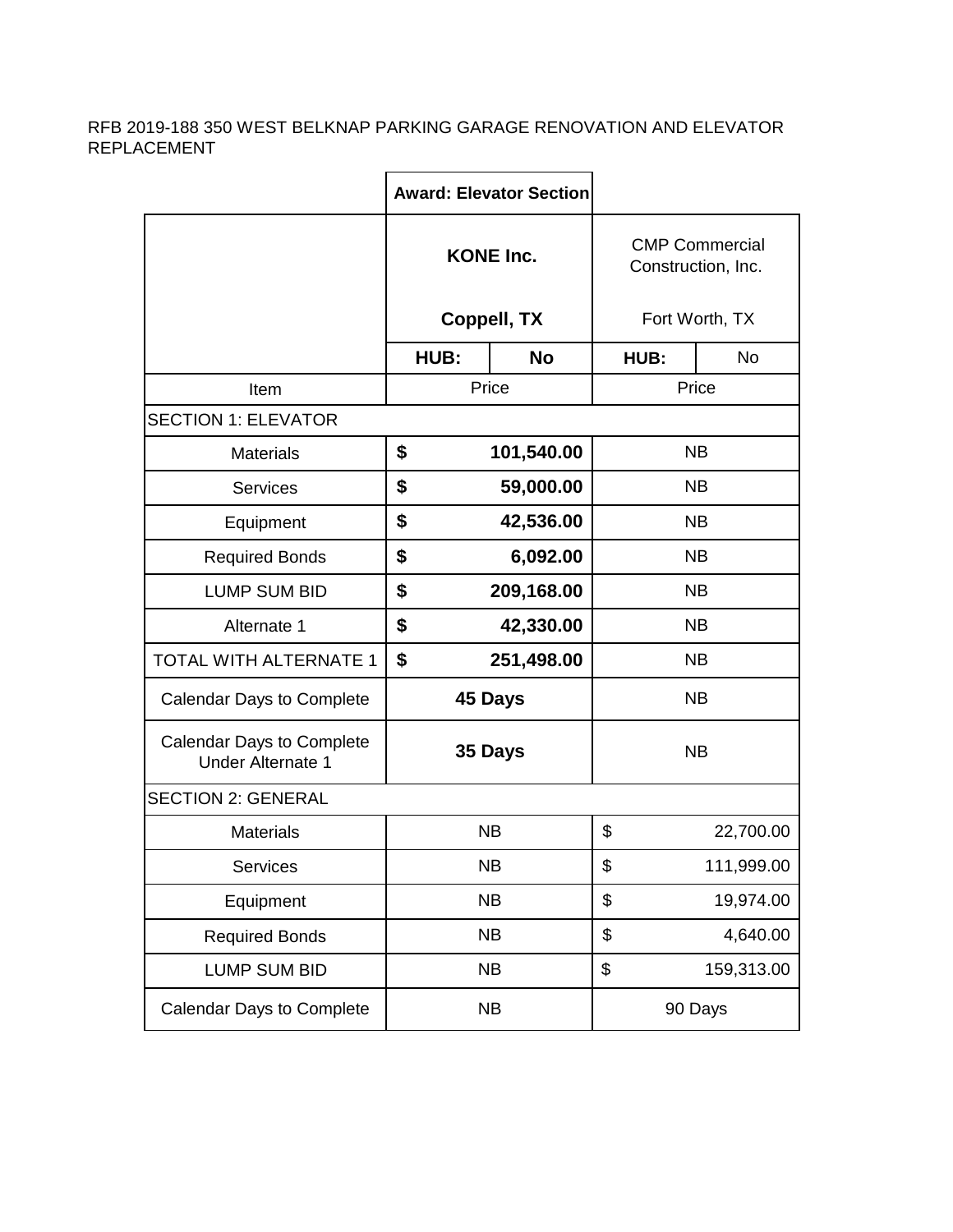RFB 2019-188 350 WEST BELKNAP PARKING GARAGE RENOVATION AND ELEVATOR REPLACEMENT

| | **Award: Elevator Section** | | | |
|---|---|---|---|---|
| | **KONE Inc.**<br>**Coppell, TX** | | CMP Commercial Construction, Inc.<br>Fort Worth, TX | |
| | **HUB:** | **No** | HUB: | No |
| Item | Price | | Price | |
| SECTION 1: ELEVATOR | | | | |
| Materials | **$ 101,540.00** | | NB | |
| Services | **$ 59,000.00** | | NB | |
| Equipment | **$ 42,536.00** | | NB | |
| Required Bonds | **$ 6,092.00** | | NB | |
| LUMP SUM BID | **$ 209,168.00** | | NB | |
| Alternate 1 | **$ 42,330.00** | | NB | |
| TOTAL WITH ALTERNATE 1 | **$ 251,498.00** | | NB | |
| Calendar Days to Complete | **45 Days** | | NB | |
| Calendar Days to Complete Under Alternate 1 | **35 Days** | | NB | |
| SECTION 2: GENERAL | | | | |
| Materials | NB | | $ 22,700.00 | |
| Services | NB | | $ 111,999.00 | |
| Equipment | NB | | $ 19,974.00 | |
| Required Bonds | NB | | $ 4,640.00 | |
| LUMP SUM BID | NB | | $ 159,313.00 | |
| Calendar Days to Complete | NB | | 90 Days | |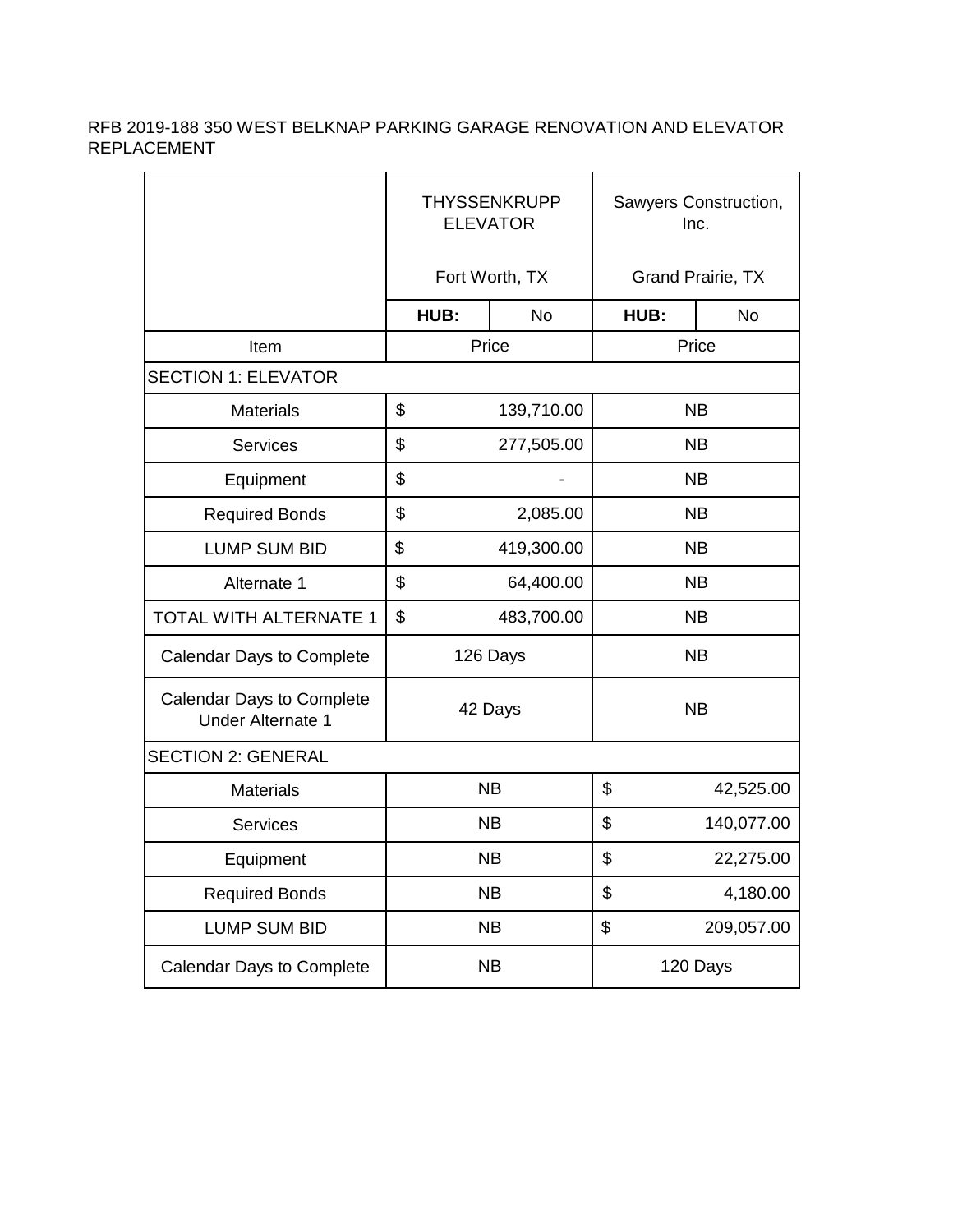RFB 2019-188 350 WEST BELKNAP PARKING GARAGE RENOVATION AND ELEVATOR REPLACEMENT

| | THYSSENKRUPP ELEVATOR Fort Worth, TX | | Sawyers Construction, Inc. Grand Prairie, TX | |
|---|---|---|---|---|
| | HUB: | No | HUB: | No |
| Item | Price | | Price | |
| SECTION 1: ELEVATOR | | | | |
| Materials | $ | 139,710.00 | NB | |
| Services | $ | 277,505.00 | NB | |
| Equipment | $ | - | NB | |
| Required Bonds | $ | 2,085.00 | NB | |
| LUMP SUM BID | $ | 419,300.00 | NB | |
| Alternate 1 | $ | 64,400.00 | NB | |
| TOTAL WITH ALTERNATE 1 | $ | 483,700.00 | NB | |
| Calendar Days to Complete | 126 Days | | NB | |
| Calendar Days to Complete Under Alternate 1 | 42 Days | | NB | |
| SECTION 2: GENERAL | | | | |
| Materials | NB | | $ | 42,525.00 |
| Services | NB | | $ | 140,077.00 |
| Equipment | NB | | $ | 22,275.00 |
| Required Bonds | NB | | $ | 4,180.00 |
| LUMP SUM BID | NB | | $ | 209,057.00 |
| Calendar Days to Complete | NB | | 120 Days | |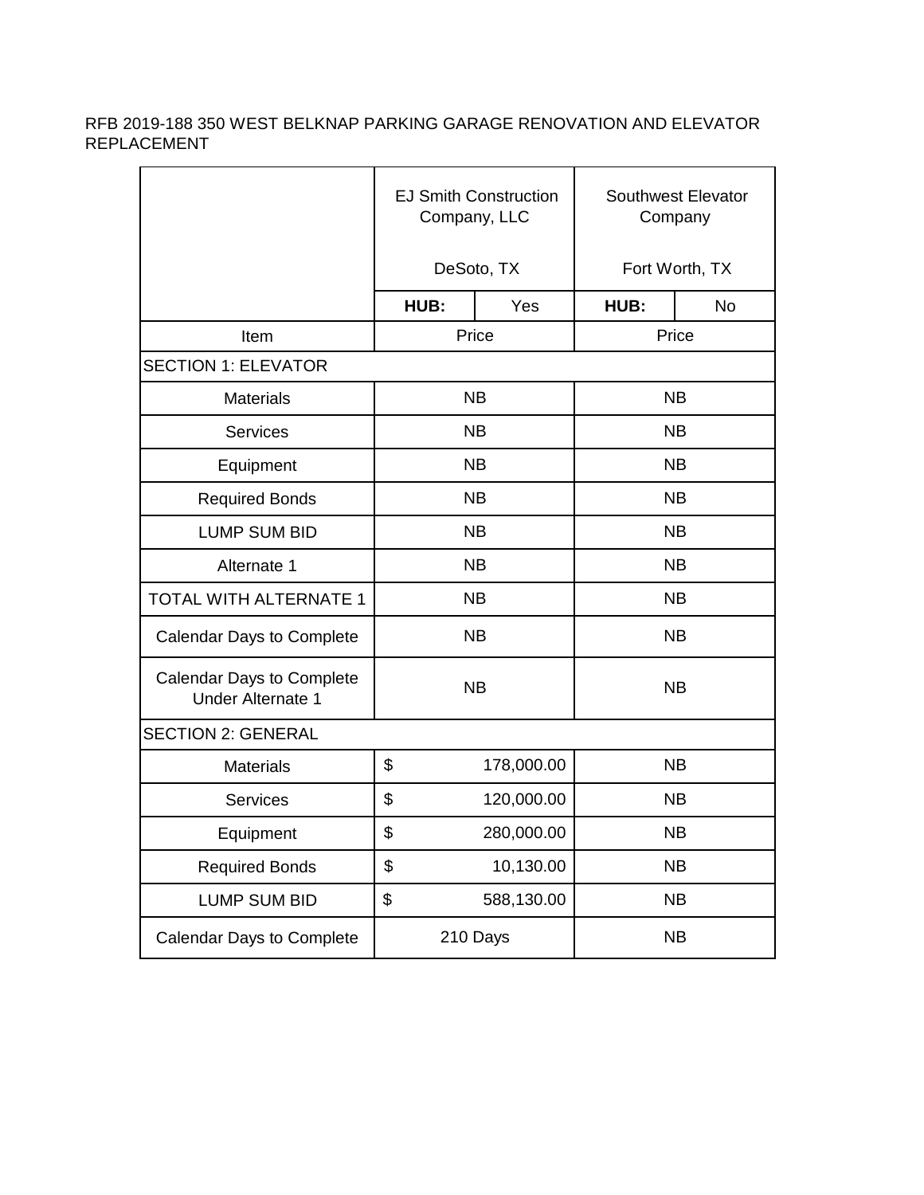RFB 2019-188 350 WEST BELKNAP PARKING GARAGE RENOVATION AND ELEVATOR REPLACEMENT

| | EJ Smith Construction Company, LLC<br><br>DeSoto, TX | | Southwest Elevator Company<br><br>Fort Worth, TX | |
|---|---|---|---|---|
| | **HUB:** | Yes | **HUB:** | No |
| Item | Price | | Price | |
| SECTION 1: ELEVATOR | | | | |
| Materials | NB | | NB | |
| Services | NB | | NB | |
| Equipment | NB | | NB | |
| Required Bonds | NB | | NB | |
| LUMP SUM BID | NB | | NB | |
| Alternate 1 | NB | | NB | |
| TOTAL WITH ALTERNATE 1 | NB | | NB | |
| Calendar Days to Complete | NB | | NB | |
| Calendar Days to Complete Under Alternate 1 | NB | | NB | |
| SECTION 2: GENERAL | | | | |
| Materials | $ 178,000.00 | | NB | |
| Services | $ 120,000.00 | | NB | |
| Equipment | $ 280,000.00 | | NB | |
| Required Bonds | $ 10,130.00 | | NB | |
| LUMP SUM BID | $ 588,130.00 | | NB | |
| Calendar Days to Complete | 210 Days | | NB | |